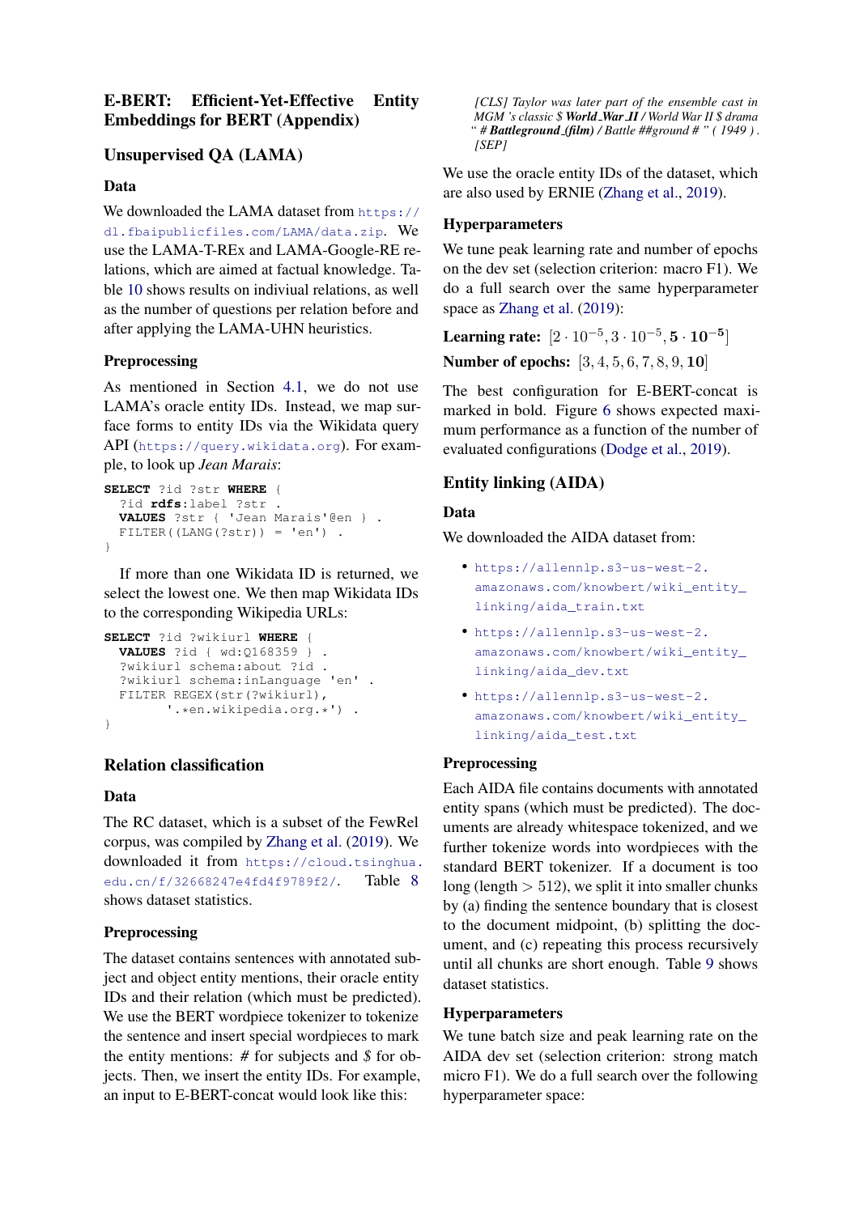# E-BERT: Efficient-Yet-Effective Entity Embeddings for BERT (Appendix)

## Unsupervised QA (LAMA)

### Data

We downloaded the LAMA dataset from https://dl.fbaipublicfiles.com/LAMA/data.zip. We use the LAMA-T-REx and LAMA-Google-RE relations, which are aimed at factual knowledge. Table 10 shows results on indiviual relations, as well as the number of questions per relation before and after applying the LAMA-UHN heuristics.

### Preprocessing

As mentioned in Section 4.1, we do not use LAMA's oracle entity IDs. Instead, we map surface forms to entity IDs via the Wikidata query API (https://query.wikidata.org). For example, to look up *Jean Marais*:

```
SELECT ?id ?str WHERE {
  ?id rdfs:label ?str .
  VALUES ?str { 'Jean Marais'@en } .
  FILTER((LANG(?str)) = 'en') .
}
```

If more than one Wikidata ID is returned, we select the lowest one. We then map Wikidata IDs to the corresponding Wikipedia URLs:

```
SELECT ?id ?wikiurl WHERE {
  VALUES ?id { wd:Q168359 } .
  ?wikiurl schema:about ?id .
  ?wikiurl schema:inLanguage 'en' .
  FILTER REGEX(str(?wikiurl),
        '.*en.wikipedia.org.*') .
}
```

## Relation classification

### Data

The RC dataset, which is a subset of the FewRel corpus, was compiled by Zhang et al. (2019). We downloaded it from https://cloud.tsinghua.edu.cn/f/32668247e4fd4f9789f2/. Table 8 shows dataset statistics.

### Preprocessing

The dataset contains sentences with annotated subject and object entity mentions, their oracle entity IDs and their relation (which must be predicted). We use the BERT wordpiece tokenizer to tokenize the sentence and insert special wordpieces to mark the entity mentions: # for subjects and $ for objects. Then, we insert the entity IDs. For example, an input to E-BERT-concat would look like this:

> *[CLS] Taylor was later part of the ensemble cast in MGM 's classic $ **World_War_II** / World War II $ drama " # **Battleground_(film)** / Battle ##ground # " ( 1949 ) . [SEP]*

We use the oracle entity IDs of the dataset, which are also used by ERNIE (Zhang et al., 2019).

### Hyperparameters

We tune peak learning rate and number of epochs on the dev set (selection criterion: macro F1). We do a full search over the same hyperparameter space as Zhang et al. (2019):

**Learning rate:** $[2 \cdot 10^{-5}, 3 \cdot 10^{-5}, \mathbf{5 \cdot 10^{-5}}]$

**Number of epochs:** $[3, 4, 5, 6, 7, 8, 9, \mathbf{10}]$

The best configuration for E-BERT-concat is marked in bold. Figure 6 shows expected maximum performance as a function of the number of evaluated configurations (Dodge et al., 2019).

## Entity linking (AIDA)

### Data

We downloaded the AIDA dataset from:

- https://allennlp.s3-us-west-2.amazonaws.com/knowbert/wiki_entity_linking/aida_train.txt
- https://allennlp.s3-us-west-2.amazonaws.com/knowbert/wiki_entity_linking/aida_dev.txt
- https://allennlp.s3-us-west-2.amazonaws.com/knowbert/wiki_entity_linking/aida_test.txt

### Preprocessing

Each AIDA file contains documents with annotated entity spans (which must be predicted). The documents are already whitespace tokenized, and we further tokenize words into wordpieces with the standard BERT tokenizer. If a document is too long (length $> 512$), we split it into smaller chunks by (a) finding the sentence boundary that is closest to the document midpoint, (b) splitting the document, and (c) repeating this process recursively until all chunks are short enough. Table 9 shows dataset statistics.

### Hyperparameters

We tune batch size and peak learning rate on the AIDA dev set (selection criterion: strong match micro F1). We do a full search over the following hyperparameter space: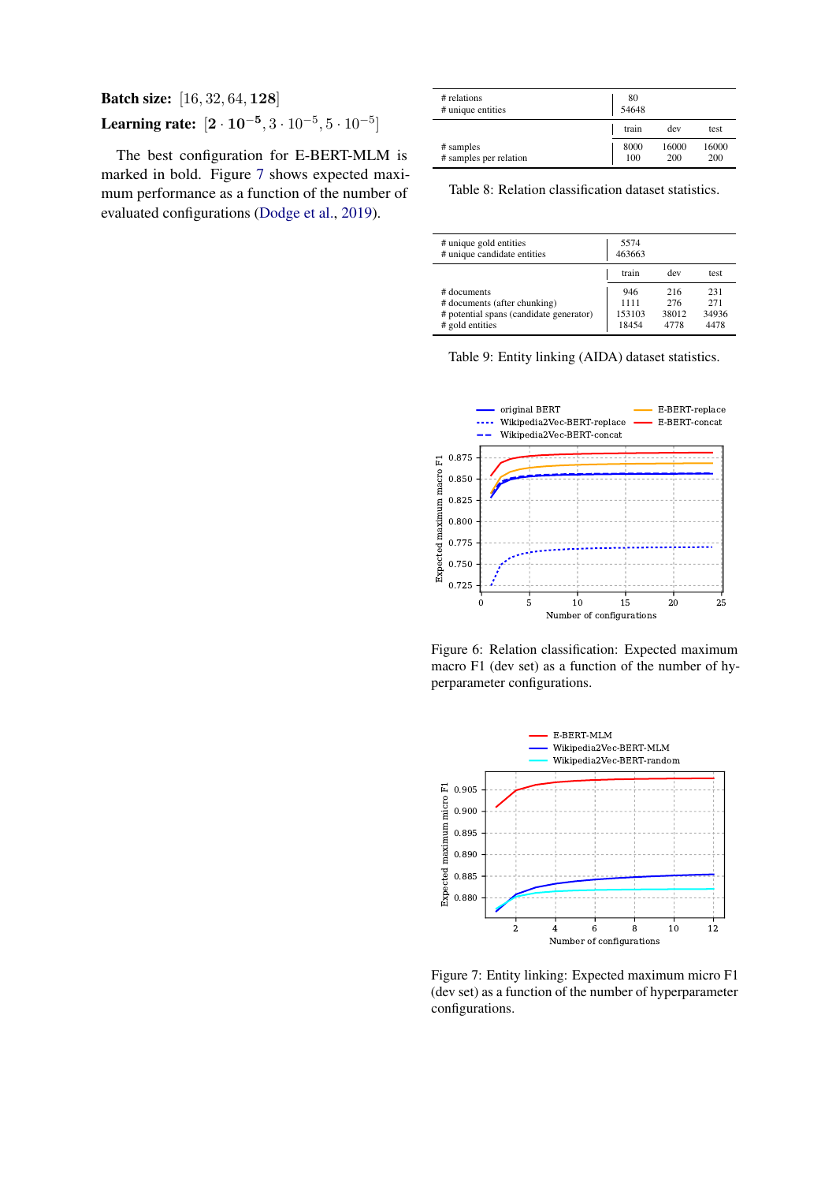**Batch size:** $[16, 32, 64, \mathbf{128}]$

**Learning rate:** $[\mathbf{2 \cdot 10^{-5}}, 3 \cdot 10^{-5}, 5 \cdot 10^{-5}]$

The best configuration for E-BERT-MLM is marked in bold. Figure 7 shows expected maximum performance as a function of the number of evaluated configurations (Dodge et al., 2019).

| | | | |
|---|---|---|---|
| # relations | 80 | | |
| # unique entities | 54648 | | |
| | train | dev | test |
| # samples | 8000 | 16000 | 16000 |
| # samples per relation | 100 | 200 | 200 |

Table 8: Relation classification dataset statistics.

| | | | |
|---|---|---|---|
| # unique gold entities | 5574 | | |
| # unique candidate entities | 463663 | | |
| | train | dev | test |
| # documents | 946 | 216 | 231 |
| # documents (after chunking) | 1111 | 276 | 271 |
| # potential spans (candidate generator) | 153103 | 38012 | 34936 |
| # gold entities | 18454 | 4778 | 4478 |

Table 9: Entity linking (AIDA) dataset statistics.

Figure 6: Relation classification: Expected maximum macro F1 (dev set) as a function of the number of hyperparameter configurations.

Figure 7: Entity linking: Expected maximum micro F1 (dev set) as a function of the number of hyperparameter configurations.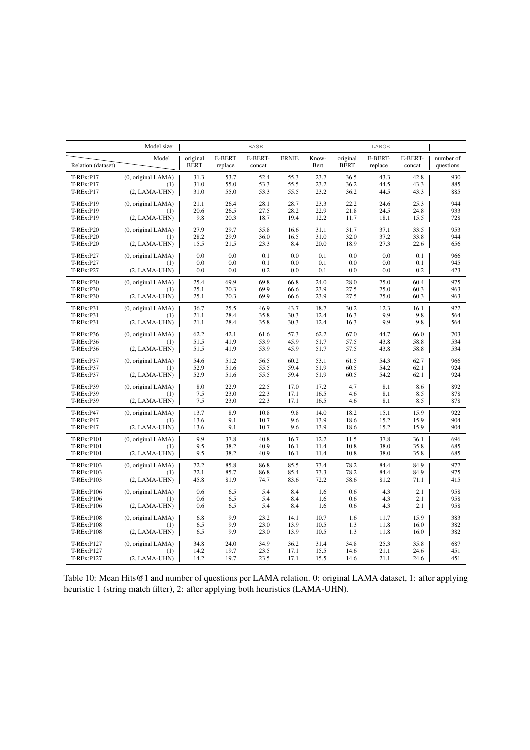| Model size: | | BASE | | | | | LARGE | | | |
|---|---|---|---|---|---|---|---|---|---|---|
| Relation (dataset) | Model | original BERT | E-BERT replace | E-BERT-concat | ERNIE | Know-Bert | original BERT | E-BERT-replace | E-BERT-concat | number of questions |
| T-REx:P17 | (0, original LAMA) | 31.3 | 53.7 | 52.4 | 55.3 | 23.7 | 36.5 | 43.3 | 42.8 | 930 |
| T-REx:P17 | (1) | 31.0 | 55.0 | 53.3 | 55.5 | 23.2 | 36.2 | 44.5 | 43.3 | 885 |
| T-REx:P17 | (2, LAMA-UHN) | 31.0 | 55.0 | 53.3 | 55.5 | 23.2 | 36.2 | 44.5 | 43.3 | 885 |
| T-REx:P19 | (0, original LAMA) | 21.1 | 26.4 | 28.1 | 28.7 | 23.3 | 22.2 | 24.6 | 25.3 | 944 |
| T-REx:P19 | (1) | 20.6 | 26.5 | 27.5 | 28.2 | 22.9 | 21.8 | 24.5 | 24.8 | 933 |
| T-REx:P19 | (2, LAMA-UHN) | 9.8 | 20.3 | 18.7 | 19.4 | 12.2 | 11.7 | 18.1 | 15.5 | 728 |
| T-REx:P20 | (0, original LAMA) | 27.9 | 29.7 | 35.8 | 16.6 | 31.1 | 31.7 | 37.1 | 33.5 | 953 |
| T-REx:P20 | (1) | 28.2 | 29.9 | 36.0 | 16.5 | 31.0 | 32.0 | 37.2 | 33.8 | 944 |
| T-REx:P20 | (2, LAMA-UHN) | 15.5 | 21.5 | 23.3 | 8.4 | 20.0 | 18.9 | 27.3 | 22.6 | 656 |
| T-REx:P27 | (0, original LAMA) | 0.0 | 0.0 | 0.1 | 0.0 | 0.1 | 0.0 | 0.0 | 0.1 | 966 |
| T-REx:P27 | (1) | 0.0 | 0.0 | 0.1 | 0.0 | 0.1 | 0.0 | 0.0 | 0.1 | 945 |
| T-REx:P27 | (2, LAMA-UHN) | 0.0 | 0.0 | 0.2 | 0.0 | 0.1 | 0.0 | 0.0 | 0.2 | 423 |
| T-REx:P30 | (0, original LAMA) | 25.4 | 69.9 | 69.8 | 66.8 | 24.0 | 28.0 | 75.0 | 60.4 | 975 |
| T-REx:P30 | (1) | 25.1 | 70.3 | 69.9 | 66.6 | 23.9 | 27.5 | 75.0 | 60.3 | 963 |
| T-REx:P30 | (2, LAMA-UHN) | 25.1 | 70.3 | 69.9 | 66.6 | 23.9 | 27.5 | 75.0 | 60.3 | 963 |
| T-REx:P31 | (0, original LAMA) | 36.7 | 25.5 | 46.9 | 43.7 | 18.7 | 30.2 | 12.3 | 16.1 | 922 |
| T-REx:P31 | (1) | 21.1 | 28.4 | 35.8 | 30.3 | 12.4 | 16.3 | 9.9 | 9.8 | 564 |
| T-REx:P31 | (2, LAMA-UHN) | 21.1 | 28.4 | 35.8 | 30.3 | 12.4 | 16.3 | 9.9 | 9.8 | 564 |
| T-REx:P36 | (0, original LAMA) | 62.2 | 42.1 | 61.6 | 57.3 | 62.2 | 67.0 | 44.7 | 66.0 | 703 |
| T-REx:P36 | (1) | 51.5 | 41.9 | 53.9 | 45.9 | 51.7 | 57.5 | 43.8 | 58.8 | 534 |
| T-REx:P36 | (2, LAMA-UHN) | 51.5 | 41.9 | 53.9 | 45.9 | 51.7 | 57.5 | 43.8 | 58.8 | 534 |
| T-REx:P37 | (0, original LAMA) | 54.6 | 51.2 | 56.5 | 60.2 | 53.1 | 61.5 | 54.3 | 62.7 | 966 |
| T-REx:P37 | (1) | 52.9 | 51.6 | 55.5 | 59.4 | 51.9 | 60.5 | 54.2 | 62.1 | 924 |
| T-REx:P37 | (2, LAMA-UHN) | 52.9 | 51.6 | 55.5 | 59.4 | 51.9 | 60.5 | 54.2 | 62.1 | 924 |
| T-REx:P39 | (0, original LAMA) | 8.0 | 22.9 | 22.5 | 17.0 | 17.2 | 4.7 | 8.1 | 8.6 | 892 |
| T-REx:P39 | (1) | 7.5 | 23.0 | 22.3 | 17.1 | 16.5 | 4.6 | 8.1 | 8.5 | 878 |
| T-REx:P39 | (2, LAMA-UHN) | 7.5 | 23.0 | 22.3 | 17.1 | 16.5 | 4.6 | 8.1 | 8.5 | 878 |
| T-REx:P47 | (0, original LAMA) | 13.7 | 8.9 | 10.8 | 9.8 | 14.0 | 18.2 | 15.1 | 15.9 | 922 |
| T-REx:P47 | (1) | 13.6 | 9.1 | 10.7 | 9.6 | 13.9 | 18.6 | 15.2 | 15.9 | 904 |
| T-REx:P47 | (2, LAMA-UHN) | 13.6 | 9.1 | 10.7 | 9.6 | 13.9 | 18.6 | 15.2 | 15.9 | 904 |
| T-REx:P101 | (0, original LAMA) | 9.9 | 37.8 | 40.8 | 16.7 | 12.2 | 11.5 | 37.8 | 36.1 | 696 |
| T-REx:P101 | (1) | 9.5 | 38.2 | 40.9 | 16.1 | 11.4 | 10.8 | 38.0 | 35.8 | 685 |
| T-REx:P101 | (2, LAMA-UHN) | 9.5 | 38.2 | 40.9 | 16.1 | 11.4 | 10.8 | 38.0 | 35.8 | 685 |
| T-REx:P103 | (0, original LAMA) | 72.2 | 85.8 | 86.8 | 85.5 | 73.4 | 78.2 | 84.4 | 84.9 | 977 |
| T-REx:P103 | (1) | 72.1 | 85.7 | 86.8 | 85.4 | 73.3 | 78.2 | 84.4 | 84.9 | 975 |
| T-REx:P103 | (2, LAMA-UHN) | 45.8 | 81.9 | 74.7 | 83.6 | 72.2 | 58.6 | 81.2 | 71.1 | 415 |
| T-REx:P106 | (0, original LAMA) | 0.6 | 6.5 | 5.4 | 8.4 | 1.6 | 0.6 | 4.3 | 2.1 | 958 |
| T-REx:P106 | (1) | 0.6 | 6.5 | 5.4 | 8.4 | 1.6 | 0.6 | 4.3 | 2.1 | 958 |
| T-REx:P106 | (2, LAMA-UHN) | 0.6 | 6.5 | 5.4 | 8.4 | 1.6 | 0.6 | 4.3 | 2.1 | 958 |
| T-REx:P108 | (0, original LAMA) | 6.8 | 9.9 | 23.2 | 14.1 | 10.7 | 1.6 | 11.7 | 15.9 | 383 |
| T-REx:P108 | (1) | 6.5 | 9.9 | 23.0 | 13.9 | 10.5 | 1.3 | 11.8 | 16.0 | 382 |
| T-REx:P108 | (2, LAMA-UHN) | 6.5 | 9.9 | 23.0 | 13.9 | 10.5 | 1.3 | 11.8 | 16.0 | 382 |
| T-REx:P127 | (0, original LAMA) | 34.8 | 24.0 | 34.9 | 36.2 | 31.4 | 34.8 | 25.3 | 35.8 | 687 |
| T-REx:P127 | (1) | 14.2 | 19.7 | 23.5 | 17.1 | 15.5 | 14.6 | 21.1 | 24.6 | 451 |
| T-REx:P127 | (2, LAMA-UHN) | 14.2 | 19.7 | 23.5 | 17.1 | 15.5 | 14.6 | 21.1 | 24.6 | 451 |

Table 10: Mean Hits@1 and number of questions per LAMA relation. 0: original LAMA dataset, 1: after applying heuristic 1 (string match filter), 2: after applying both heuristics (LAMA-UHN).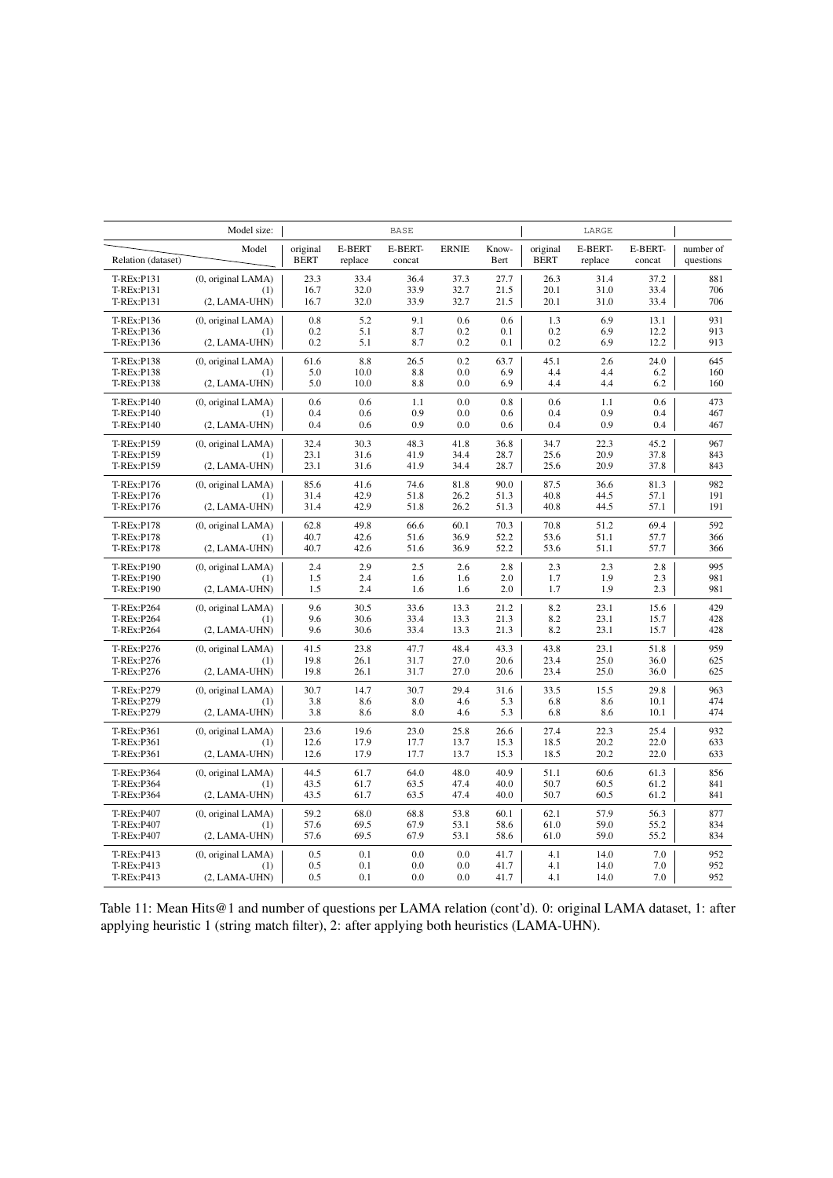| Model size: | | BASE | | | | | LARGE | | | |
|---|---|---|---|---|---|---|---|---|---|---|
| Relation (dataset) | Model | original BERT | E-BERT replace | E-BERT-concat | ERNIE | Know-Bert | original BERT | E-BERT-replace | E-BERT-concat | number of questions |
| T-REx:P131 | (0, original LAMA) | 23.3 | 33.4 | 36.4 | 37.3 | 27.7 | 26.3 | 31.4 | 37.2 | 881 |
| T-REx:P131 | (1) | 16.7 | 32.0 | 33.9 | 32.7 | 21.5 | 20.1 | 31.0 | 33.4 | 706 |
| T-REx:P131 | (2, LAMA-UHN) | 16.7 | 32.0 | 33.9 | 32.7 | 21.5 | 20.1 | 31.0 | 33.4 | 706 |
| T-REx:P136 | (0, original LAMA) | 0.8 | 5.2 | 9.1 | 0.6 | 0.6 | 1.3 | 6.9 | 13.1 | 931 |
| T-REx:P136 | (1) | 0.2 | 5.1 | 8.7 | 0.2 | 0.1 | 0.2 | 6.9 | 12.2 | 913 |
| T-REx:P136 | (2, LAMA-UHN) | 0.2 | 5.1 | 8.7 | 0.2 | 0.1 | 0.2 | 6.9 | 12.2 | 913 |
| T-REx:P138 | (0, original LAMA) | 61.6 | 8.8 | 26.5 | 0.2 | 63.7 | 45.1 | 2.6 | 24.0 | 645 |
| T-REx:P138 | (1) | 5.0 | 10.0 | 8.8 | 0.0 | 6.9 | 4.4 | 4.4 | 6.2 | 160 |
| T-REx:P138 | (2, LAMA-UHN) | 5.0 | 10.0 | 8.8 | 0.0 | 6.9 | 4.4 | 4.4 | 6.2 | 160 |
| T-REx:P140 | (0, original LAMA) | 0.6 | 0.6 | 1.1 | 0.0 | 0.8 | 0.6 | 1.1 | 0.6 | 473 |
| T-REx:P140 | (1) | 0.4 | 0.6 | 0.9 | 0.0 | 0.6 | 0.4 | 0.9 | 0.4 | 467 |
| T-REx:P140 | (2, LAMA-UHN) | 0.4 | 0.6 | 0.9 | 0.0 | 0.6 | 0.4 | 0.9 | 0.4 | 467 |
| T-REx:P159 | (0, original LAMA) | 32.4 | 30.3 | 48.3 | 41.8 | 36.8 | 34.7 | 22.3 | 45.2 | 967 |
| T-REx:P159 | (1) | 23.1 | 31.6 | 41.9 | 34.4 | 28.7 | 25.6 | 20.9 | 37.8 | 843 |
| T-REx:P159 | (2, LAMA-UHN) | 23.1 | 31.6 | 41.9 | 34.4 | 28.7 | 25.6 | 20.9 | 37.8 | 843 |
| T-REx:P176 | (0, original LAMA) | 85.6 | 41.6 | 74.6 | 81.8 | 90.0 | 87.5 | 36.6 | 81.3 | 982 |
| T-REx:P176 | (1) | 31.4 | 42.9 | 51.8 | 26.2 | 51.3 | 40.8 | 44.5 | 57.1 | 191 |
| T-REx:P176 | (2, LAMA-UHN) | 31.4 | 42.9 | 51.8 | 26.2 | 51.3 | 40.8 | 44.5 | 57.1 | 191 |
| T-REx:P178 | (0, original LAMA) | 62.8 | 49.8 | 66.6 | 60.1 | 70.3 | 70.8 | 51.2 | 69.4 | 592 |
| T-REx:P178 | (1) | 40.7 | 42.6 | 51.6 | 36.9 | 52.2 | 53.6 | 51.1 | 57.7 | 366 |
| T-REx:P178 | (2, LAMA-UHN) | 40.7 | 42.6 | 51.6 | 36.9 | 52.2 | 53.6 | 51.1 | 57.7 | 366 |
| T-REx:P190 | (0, original LAMA) | 2.4 | 2.9 | 2.5 | 2.6 | 2.8 | 2.3 | 2.3 | 2.8 | 995 |
| T-REx:P190 | (1) | 1.5 | 2.4 | 1.6 | 1.6 | 2.0 | 1.7 | 1.9 | 2.3 | 981 |
| T-REx:P190 | (2, LAMA-UHN) | 1.5 | 2.4 | 1.6 | 1.6 | 2.0 | 1.7 | 1.9 | 2.3 | 981 |
| T-REx:P264 | (0, original LAMA) | 9.6 | 30.5 | 33.6 | 13.3 | 21.2 | 8.2 | 23.1 | 15.6 | 429 |
| T-REx:P264 | (1) | 9.6 | 30.6 | 33.4 | 13.3 | 21.3 | 8.2 | 23.1 | 15.7 | 428 |
| T-REx:P264 | (2, LAMA-UHN) | 9.6 | 30.6 | 33.4 | 13.3 | 21.3 | 8.2 | 23.1 | 15.7 | 428 |
| T-REx:P276 | (0, original LAMA) | 41.5 | 23.8 | 47.7 | 48.4 | 43.3 | 43.8 | 23.1 | 51.8 | 959 |
| T-REx:P276 | (1) | 19.8 | 26.1 | 31.7 | 27.0 | 20.6 | 23.4 | 25.0 | 36.0 | 625 |
| T-REx:P276 | (2, LAMA-UHN) | 19.8 | 26.1 | 31.7 | 27.0 | 20.6 | 23.4 | 25.0 | 36.0 | 625 |
| T-REx:P279 | (0, original LAMA) | 30.7 | 14.7 | 30.7 | 29.4 | 31.6 | 33.5 | 15.5 | 29.8 | 963 |
| T-REx:P279 | (1) | 3.8 | 8.6 | 8.0 | 4.6 | 5.3 | 6.8 | 8.6 | 10.1 | 474 |
| T-REx:P279 | (2, LAMA-UHN) | 3.8 | 8.6 | 8.0 | 4.6 | 5.3 | 6.8 | 8.6 | 10.1 | 474 |
| T-REx:P361 | (0, original LAMA) | 23.6 | 19.6 | 23.0 | 25.8 | 26.6 | 27.4 | 22.3 | 25.4 | 932 |
| T-REx:P361 | (1) | 12.6 | 17.9 | 17.7 | 13.7 | 15.3 | 18.5 | 20.2 | 22.0 | 633 |
| T-REx:P361 | (2, LAMA-UHN) | 12.6 | 17.9 | 17.7 | 13.7 | 15.3 | 18.5 | 20.2 | 22.0 | 633 |
| T-REx:P364 | (0, original LAMA) | 44.5 | 61.7 | 64.0 | 48.0 | 40.9 | 51.1 | 60.6 | 61.3 | 856 |
| T-REx:P364 | (1) | 43.5 | 61.7 | 63.5 | 47.4 | 40.0 | 50.7 | 60.5 | 61.2 | 841 |
| T-REx:P364 | (2, LAMA-UHN) | 43.5 | 61.7 | 63.5 | 47.4 | 40.0 | 50.7 | 60.5 | 61.2 | 841 |
| T-REx:P407 | (0, original LAMA) | 59.2 | 68.0 | 68.8 | 53.8 | 60.1 | 62.1 | 57.9 | 56.3 | 877 |
| T-REx:P407 | (1) | 57.6 | 69.5 | 67.9 | 53.1 | 58.6 | 61.0 | 59.0 | 55.2 | 834 |
| T-REx:P407 | (2, LAMA-UHN) | 57.6 | 69.5 | 67.9 | 53.1 | 58.6 | 61.0 | 59.0 | 55.2 | 834 |
| T-REx:P413 | (0, original LAMA) | 0.5 | 0.1 | 0.0 | 0.0 | 41.7 | 4.1 | 14.0 | 7.0 | 952 |
| T-REx:P413 | (1) | 0.5 | 0.1 | 0.0 | 0.0 | 41.7 | 4.1 | 14.0 | 7.0 | 952 |
| T-REx:P413 | (2, LAMA-UHN) | 0.5 | 0.1 | 0.0 | 0.0 | 41.7 | 4.1 | 14.0 | 7.0 | 952 |

Table 11: Mean Hits@1 and number of questions per LAMA relation (cont'd). 0: original LAMA dataset, 1: after applying heuristic 1 (string match filter), 2: after applying both heuristics (LAMA-UHN).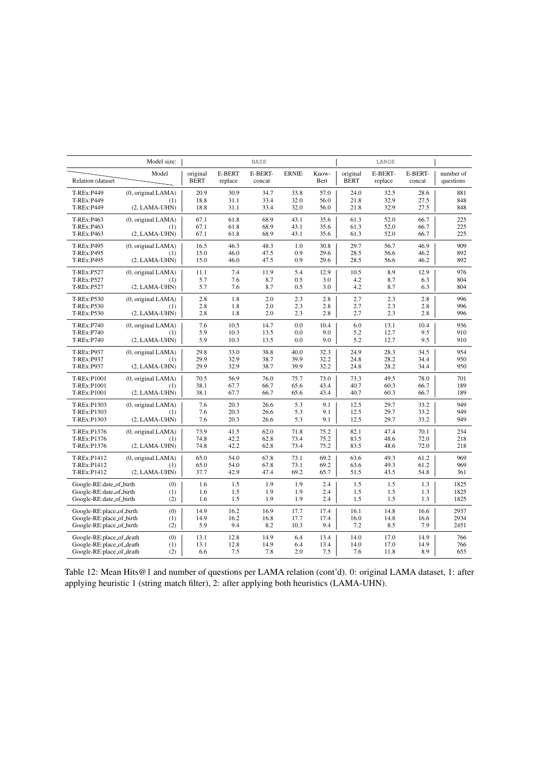| Model size: | | BASE | | | | | LARGE | | | |
|---|---|---|---|---|---|---|---|---|---|---|
| Relation (dataset | Model | original BERT | E-BERT replace | E-BERT-concat | ERNIE | Know-Bert | original BERT | E-BERT-replace | E-BERT-concat | number of questions |
| T-REx:P449 | (0, original LAMA) | 20.9 | 30.9 | 34.7 | 33.8 | 57.0 | 24.0 | 32.5 | 28.6 | 881 |
| T-REx:P449 | (1) | 18.8 | 31.1 | 33.4 | 32.0 | 56.0 | 21.8 | 32.9 | 27.5 | 848 |
| T-REx:P449 | (2, LAMA-UHN) | 18.8 | 31.1 | 33.4 | 32.0 | 56.0 | 21.8 | 32.9 | 27.5 | 848 |
| T-REx:P463 | (0, original LAMA) | 67.1 | 61.8 | 68.9 | 43.1 | 35.6 | 61.3 | 52.0 | 66.7 | 225 |
| T-REx:P463 | (1) | 67.1 | 61.8 | 68.9 | 43.1 | 35.6 | 61.3 | 52.0 | 66.7 | 225 |
| T-REx:P463 | (2, LAMA-UHN) | 67.1 | 61.8 | 68.9 | 43.1 | 35.6 | 61.3 | 52.0 | 66.7 | 225 |
| T-REx:P495 | (0, original LAMA) | 16.5 | 46.3 | 48.3 | 1.0 | 30.8 | 29.7 | 56.7 | 46.9 | 909 |
| T-REx:P495 | (1) | 15.0 | 46.0 | 47.5 | 0.9 | 29.6 | 28.5 | 56.6 | 46.2 | 892 |
| T-REx:P495 | (2, LAMA-UHN) | 15.0 | 46.0 | 47.5 | 0.9 | 29.6 | 28.5 | 56.6 | 46.2 | 892 |
| T-REx:P527 | (0, original LAMA) | 11.1 | 7.4 | 11.9 | 5.4 | 12.9 | 10.5 | 8.9 | 12.9 | 976 |
| T-REx:P527 | (1) | 5.7 | 7.6 | 8.7 | 0.5 | 3.0 | 4.2 | 8.7 | 6.3 | 804 |
| T-REx:P527 | (2, LAMA-UHN) | 5.7 | 7.6 | 8.7 | 0.5 | 3.0 | 4.2 | 8.7 | 6.3 | 804 |
| T-REx:P530 | (0, original LAMA) | 2.8 | 1.8 | 2.0 | 2.3 | 2.8 | 2.7 | 2.3 | 2.8 | 996 |
| T-REx:P530 | (1) | 2.8 | 1.8 | 2.0 | 2.3 | 2.8 | 2.7 | 2.3 | 2.8 | 996 |
| T-REx:P530 | (2, LAMA-UHN) | 2.8 | 1.8 | 2.0 | 2.3 | 2.8 | 2.7 | 2.3 | 2.8 | 996 |
| T-REx:P740 | (0, original LAMA) | 7.6 | 10.5 | 14.7 | 0.0 | 10.4 | 6.0 | 13.1 | 10.4 | 936 |
| T-REx:P740 | (1) | 5.9 | 10.3 | 13.5 | 0.0 | 9.0 | 5.2 | 12.7 | 9.5 | 910 |
| T-REx:P740 | (2, LAMA-UHN) | 5.9 | 10.3 | 13.5 | 0.0 | 9.0 | 5.2 | 12.7 | 9.5 | 910 |
| T-REx:P937 | (0, original LAMA) | 29.8 | 33.0 | 38.8 | 40.0 | 32.3 | 24.9 | 28.3 | 34.5 | 954 |
| T-REx:P937 | (1) | 29.9 | 32.9 | 38.7 | 39.9 | 32.2 | 24.8 | 28.2 | 34.4 | 950 |
| T-REx:P937 | (2, LAMA-UHN) | 29.9 | 32.9 | 38.7 | 39.9 | 32.2 | 24.8 | 28.2 | 34.4 | 950 |
| T-REx:P1001 | (0, original LAMA) | 70.5 | 56.9 | 76.0 | 75.7 | 73.0 | 73.3 | 49.5 | 78.0 | 701 |
| T-REx:P1001 | (1) | 38.1 | 67.7 | 66.7 | 65.6 | 43.4 | 40.7 | 60.3 | 66.7 | 189 |
| T-REx:P1001 | (2, LAMA-UHN) | 38.1 | 67.7 | 66.7 | 65.6 | 43.4 | 40.7 | 60.3 | 66.7 | 189 |
| T-REx:P1303 | (0, original LAMA) | 7.6 | 20.3 | 26.6 | 5.3 | 9.1 | 12.5 | 29.7 | 33.2 | 949 |
| T-REx:P1303 | (1) | 7.6 | 20.3 | 26.6 | 5.3 | 9.1 | 12.5 | 29.7 | 33.2 | 949 |
| T-REx:P1303 | (2, LAMA-UHN) | 7.6 | 20.3 | 26.6 | 5.3 | 9.1 | 12.5 | 29.7 | 33.2 | 949 |
| T-REx:P1376 | (0, original LAMA) | 73.9 | 41.5 | 62.0 | 71.8 | 75.2 | 82.1 | 47.4 | 70.1 | 234 |
| T-REx:P1376 | (1) | 74.8 | 42.2 | 62.8 | 73.4 | 75.2 | 83.5 | 48.6 | 72.0 | 218 |
| T-REx:P1376 | (2, LAMA-UHN) | 74.8 | 42.2 | 62.8 | 73.4 | 75.2 | 83.5 | 48.6 | 72.0 | 218 |
| T-REx:P1412 | (0, original LAMA) | 65.0 | 54.0 | 67.8 | 73.1 | 69.2 | 63.6 | 49.3 | 61.2 | 969 |
| T-REx:P1412 | (1) | 65.0 | 54.0 | 67.8 | 73.1 | 69.2 | 63.6 | 49.3 | 61.2 | 969 |
| T-REx:P1412 | (2, LAMA-UHN) | 37.7 | 42.9 | 47.4 | 69.2 | 65.7 | 51.5 | 43.5 | 54.8 | 361 |
| Google-RE:date_of_birth | (0) | 1.6 | 1.5 | 1.9 | 1.9 | 2.4 | 1.5 | 1.5 | 1.3 | 1825 |
| Google-RE:date_of_birth | (1) | 1.6 | 1.5 | 1.9 | 1.9 | 2.4 | 1.5 | 1.5 | 1.3 | 1825 |
| Google-RE:date_of_birth | (2) | 1.6 | 1.5 | 1.9 | 1.9 | 2.4 | 1.5 | 1.5 | 1.3 | 1825 |
| Google-RE:place_of_birth | (0) | 14.9 | 16.2 | 16.9 | 17.7 | 17.4 | 16.1 | 14.8 | 16.6 | 2937 |
| Google-RE:place_of_birth | (1) | 14.9 | 16.2 | 16.8 | 17.7 | 17.4 | 16.0 | 14.8 | 16.6 | 2934 |
| Google-RE:place_of_birth | (2) | 5.9 | 9.4 | 8.2 | 10.3 | 9.4 | 7.2 | 8.5 | 7.9 | 2451 |
| Google-RE:place_of_death | (0) | 13.1 | 12.8 | 14.9 | 6.4 | 13.4 | 14.0 | 17.0 | 14.9 | 766 |
| Google-RE:place_of_death | (1) | 13.1 | 12.8 | 14.9 | 6.4 | 13.4 | 14.0 | 17.0 | 14.9 | 766 |
| Google-RE:place_of_death | (2) | 6.6 | 7.5 | 7.8 | 2.0 | 7.5 | 7.6 | 11.8 | 8.9 | 655 |

Table 12: Mean Hits@1 and number of questions per LAMA relation (cont'd). 0: original LAMA dataset, 1: after applying heuristic 1 (string match filter), 2: after applying both heuristics (LAMA-UHN).